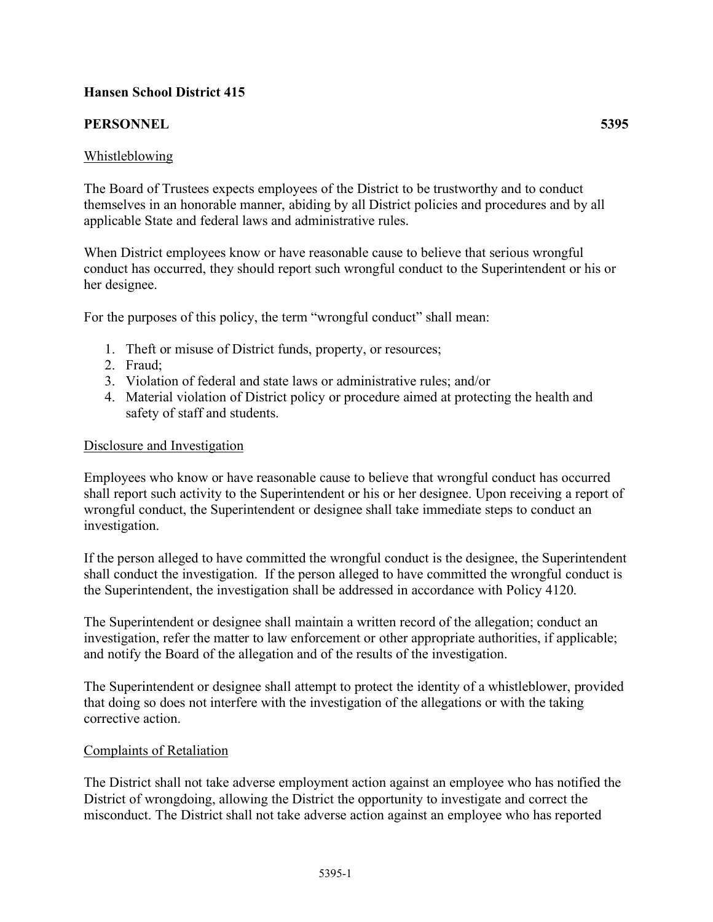**Hansen School District 415**

**PERSONNEL** **5395**

Whistleblowing

The Board of Trustees expects employees of the District to be trustworthy and to conduct themselves in an honorable manner, abiding by all District policies and procedures and by all applicable State and federal laws and administrative rules.

When District employees know or have reasonable cause to believe that serious wrongful conduct has occurred, they should report such wrongful conduct to the Superintendent or his or her designee.

For the purposes of this policy, the term "wrongful conduct" shall mean:

1. Theft or misuse of District funds, property, or resources;
2. Fraud;
3. Violation of federal and state laws or administrative rules; and/or
4. Material violation of District policy or procedure aimed at protecting the health and safety of staff and students.

Disclosure and Investigation

Employees who know or have reasonable cause to believe that wrongful conduct has occurred shall report such activity to the Superintendent or his or her designee. Upon receiving a report of wrongful conduct, the Superintendent or designee shall take immediate steps to conduct an investigation.

If the person alleged to have committed the wrongful conduct is the designee, the Superintendent shall conduct the investigation. If the person alleged to have committed the wrongful conduct is the Superintendent, the investigation shall be addressed in accordance with Policy 4120.

The Superintendent or designee shall maintain a written record of the allegation; conduct an investigation, refer the matter to law enforcement or other appropriate authorities, if applicable; and notify the Board of the allegation and of the results of the investigation.

The Superintendent or designee shall attempt to protect the identity of a whistleblower, provided that doing so does not interfere with the investigation of the allegations or with the taking corrective action.

Complaints of Retaliation

The District shall not take adverse employment action against an employee who has notified the District of wrongdoing, allowing the District the opportunity to investigate and correct the misconduct. The District shall not take adverse action against an employee who has reported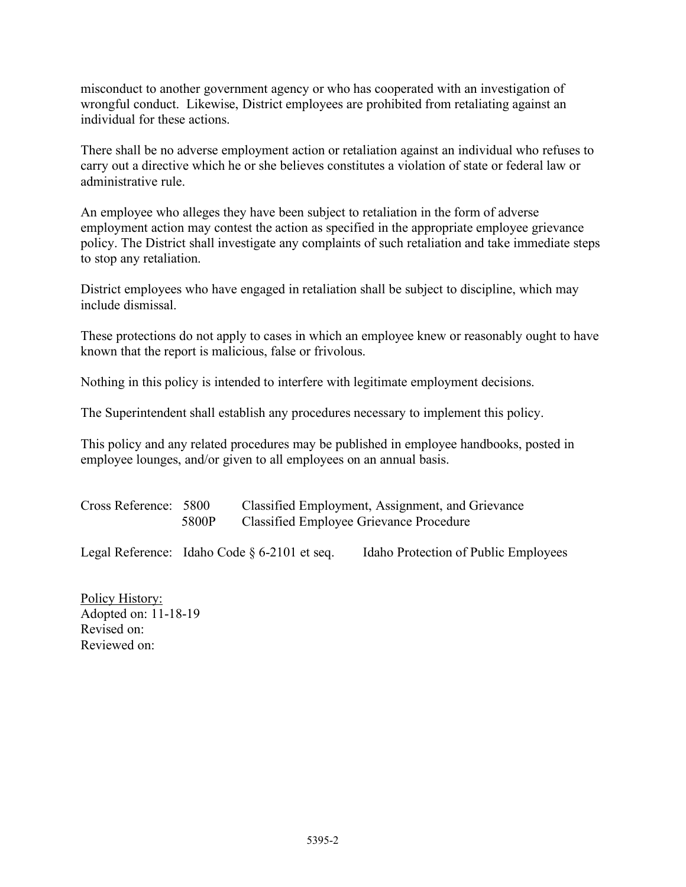misconduct to another government agency or who has cooperated with an investigation of wrongful conduct. Likewise, District employees are prohibited from retaliating against an individual for these actions.

There shall be no adverse employment action or retaliation against an individual who refuses to carry out a directive which he or she believes constitutes a violation of state or federal law or administrative rule.

An employee who alleges they have been subject to retaliation in the form of adverse employment action may contest the action as specified in the appropriate employee grievance policy. The District shall investigate any complaints of such retaliation and take immediate steps to stop any retaliation.

District employees who have engaged in retaliation shall be subject to discipline, which may include dismissal.

These protections do not apply to cases in which an employee knew or reasonably ought to have known that the report is malicious, false or frivolous.

Nothing in this policy is intended to interfere with legitimate employment decisions.

The Superintendent shall establish any procedures necessary to implement this policy.

This policy and any related procedures may be published in employee handbooks, posted in employee lounges, and/or given to all employees on an annual basis.

| | | |
|---|---|---|
| Cross Reference: | 5800 | Classified Employment, Assignment, and Grievance |
| | 5800P | Classified Employee Grievance Procedure |

Legal Reference: Idaho Code § 6-2101 et seq. Idaho Protection of Public Employees

Policy History:
Adopted on: 11-18-19
Revised on:
Reviewed on: